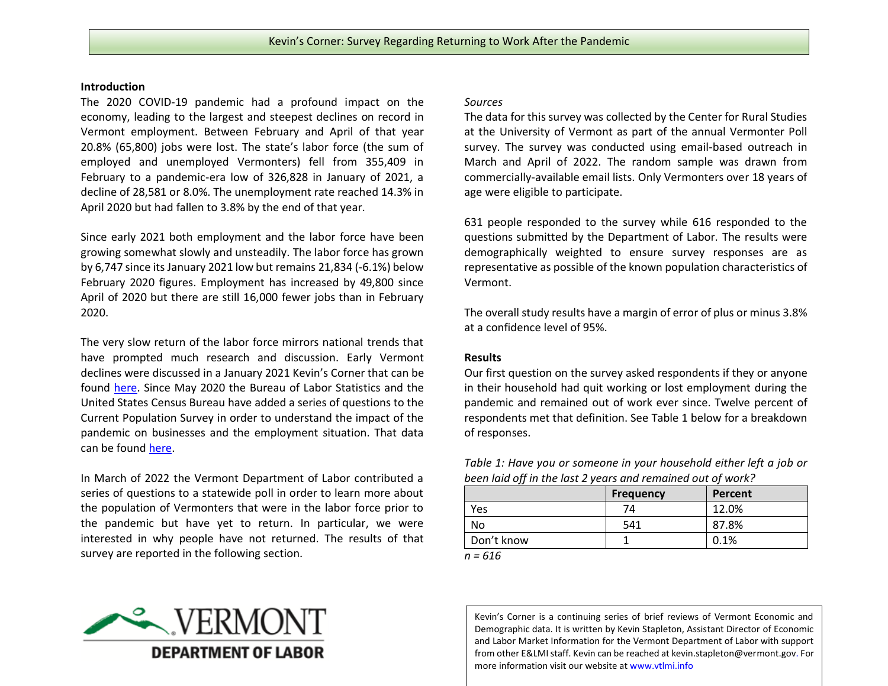# Kevin's Corner: Survey Regarding Returning to Work After the Pandemic

## Introduction

The 2020 COVID-19 pandemic had a profound impact on the economy, leading to the largest and steepest declines on record in Vermont employment. Between February and April of that year 20.8% (65,800) jobs were lost. The state's labor force (the sum of employed and unemployed Vermonters) fell from 355,409 in February to a pandemic-era low of 326,828 in January of 2021, a decline of 28,581 or 8.0%. The unemployment rate reached 14.3% in April 2020 but had fallen to 3.8% by the end of that year.

Since early 2021 both employment and the labor force have been growing somewhat slowly and unsteadily. The labor force has grown by 6,747 since its January 2021 low but remains 21,834 (-6.1%) below February 2020 figures. Employment has increased by 49,800 since April of 2020 but there are still 16,000 fewer jobs than in February 2020.

The very slow return of the labor force mirrors national trends that have prompted much research and discussion. Early Vermont declines were discussed in a January 2021 Kevin's Corner that can be found here. Since May 2020 the Bureau of Labor Statistics and the United States Census Bureau have added a series of questions to the Current Population Survey in order to understand the impact of the pandemic on businesses and the employment situation. That data can be found here.

In March of 2022 the Vermont Department of Labor contributed a series of questions to a statewide poll in order to learn more about the population of Vermonters that were in the labor force prior to the pandemic but have yet to return. In particular, we were interested in why people have not returned. The results of that survey are reported in the following section.

*Sources*

The data for this survey was collected by the Center for Rural Studies at the University of Vermont as part of the annual Vermonter Poll survey. The survey was conducted using email-based outreach in March and April of 2022. The random sample was drawn from commercially-available email lists. Only Vermonters over 18 years of age were eligible to participate.

631 people responded to the survey while 616 responded to the questions submitted by the Department of Labor. The results were demographically weighted to ensure survey responses are as representative as possible of the known population characteristics of Vermont.

The overall study results have a margin of error of plus or minus 3.8% at a confidence level of 95%.

## Results

Our first question on the survey asked respondents if they or anyone in their household had quit working or lost employment during the pandemic and remained out of work ever since. Twelve percent of respondents met that definition. See Table 1 below for a breakdown of responses.

*Table 1: Have you or someone in your household either left a job or been laid off in the last 2 years and remained out of work?*

| | Frequency | Percent |
|---|---|---|
| Yes | 74 | 12.0% |
| No | 541 | 87.8% |
| Don't know | 1 | 0.1% |

*n = 616*

VERMONT DEPARTMENT OF LABOR

Kevin's Corner is a continuing series of brief reviews of Vermont Economic and Demographic data. It is written by Kevin Stapleton, Assistant Director of Economic and Labor Market Information for the Vermont Department of Labor with support from other E&LMI staff. Kevin can be reached at kevin.stapleton@vermont.gov. For more information visit our website at www.vtlmi.info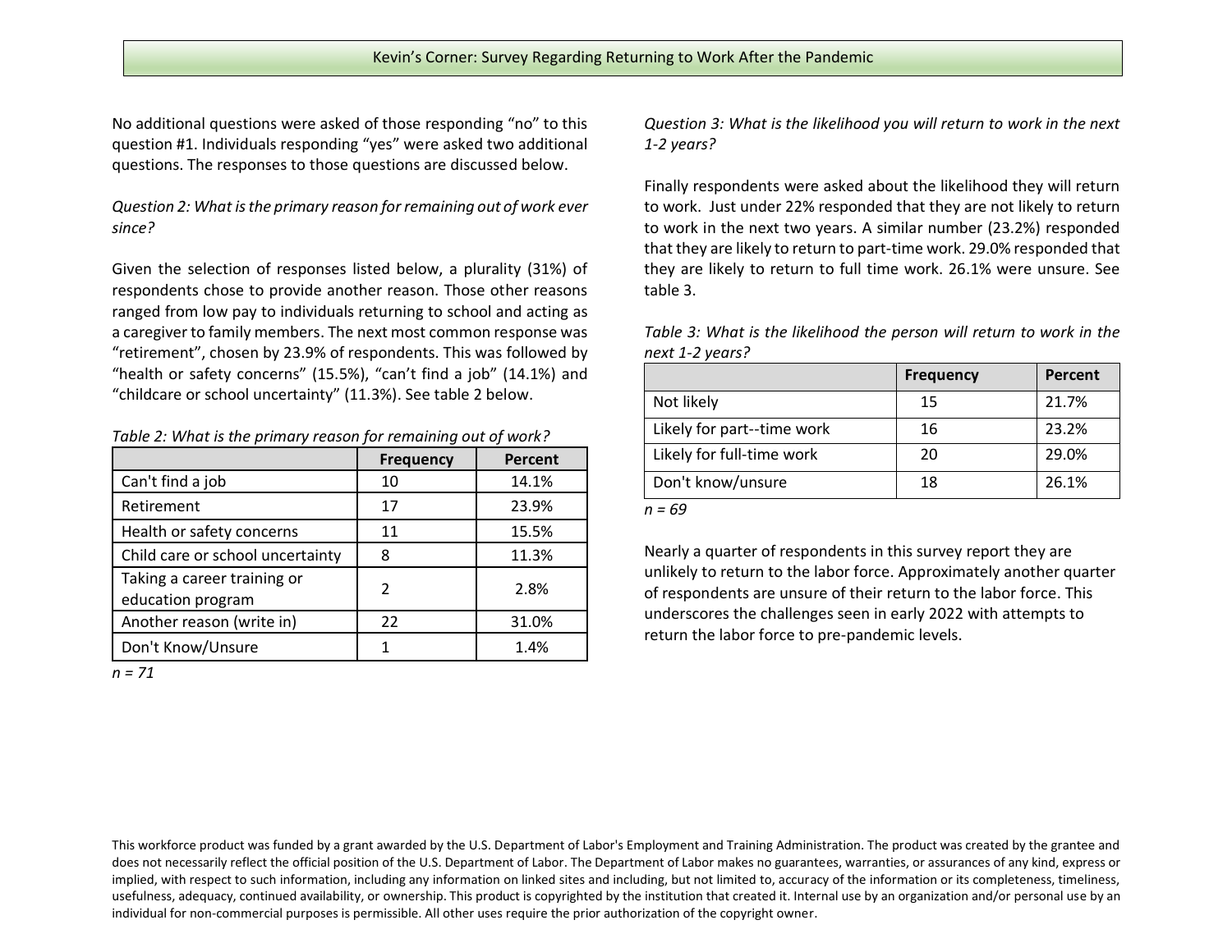No additional questions were asked of those responding "no" to this question #1. Individuals responding "yes" were asked two additional questions. The responses to those questions are discussed below.

*Question 2: What is the primary reason for remaining out of work ever since?*

Given the selection of responses listed below, a plurality (31%) of respondents chose to provide another reason. Those other reasons ranged from low pay to individuals returning to school and acting as a caregiver to family members. The next most common response was "retirement", chosen by 23.9% of respondents. This was followed by "health or safety concerns" (15.5%), "can't find a job" (14.1%) and "childcare or school uncertainty" (11.3%). See table 2 below.

*Table 2: What is the primary reason for remaining out of work?*

| | Frequency | Percent |
|---|---|---|
| Can't find a job | 10 | 14.1% |
| Retirement | 17 | 23.9% |
| Health or safety concerns | 11 | 15.5% |
| Child care or school uncertainty | 8 | 11.3% |
| Taking a career training or education program | 2 | 2.8% |
| Another reason (write in) | 22 | 31.0% |
| Don't Know/Unsure | 1 | 1.4% |

*n = 71*

*Question 3: What is the likelihood you will return to work in the next 1-2 years?*

Finally respondents were asked about the likelihood they will return to work. Just under 22% responded that they are not likely to return to work in the next two years. A similar number (23.2%) responded that they are likely to return to part-time work. 29.0% responded that they are likely to return to full time work. 26.1% were unsure. See table 3.

*Table 3: What is the likelihood the person will return to work in the next 1-2 years?*

| | Frequency | Percent |
|---|---|---|
| Not likely | 15 | 21.7% |
| Likely for part--time work | 16 | 23.2% |
| Likely for full-time work | 20 | 29.0% |
| Don't know/unsure | 18 | 26.1% |

*n = 69*

Nearly a quarter of respondents in this survey report they are unlikely to return to the labor force. Approximately another quarter of respondents are unsure of their return to the labor force. This underscores the challenges seen in early 2022 with attempts to return the labor force to pre-pandemic levels.

This workforce product was funded by a grant awarded by the U.S. Department of Labor's Employment and Training Administration. The product was created by the grantee and does not necessarily reflect the official position of the U.S. Department of Labor. The Department of Labor makes no guarantees, warranties, or assurances of any kind, express or implied, with respect to such information, including any information on linked sites and including, but not limited to, accuracy of the information or its completeness, timeliness, usefulness, adequacy, continued availability, or ownership. This product is copyrighted by the institution that created it. Internal use by an organization and/or personal use by an individual for non-commercial purposes is permissible. All other uses require the prior authorization of the copyright owner.